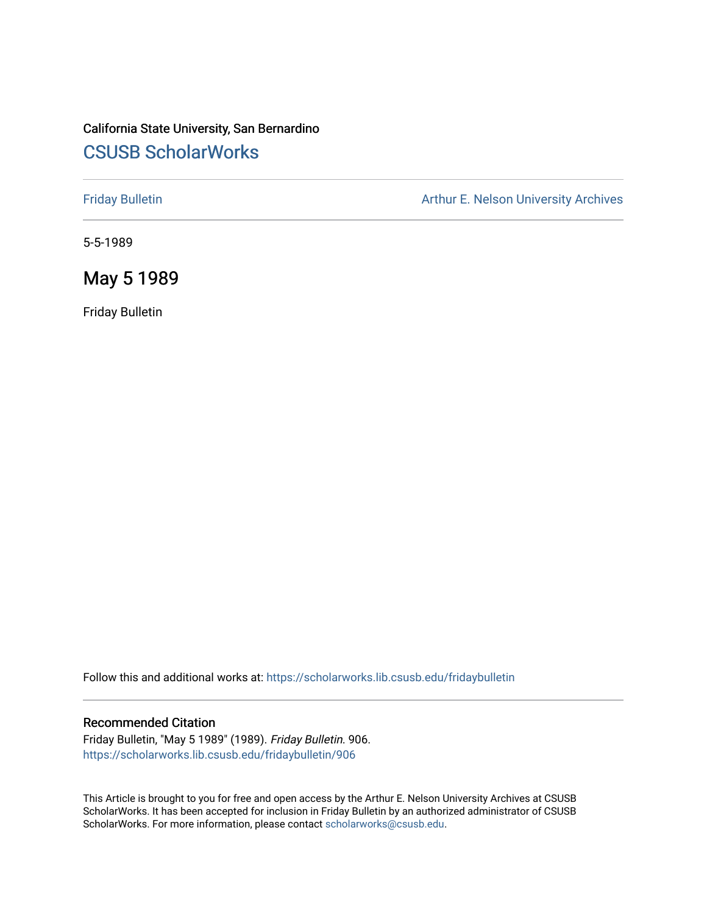California State University, San Bernardino

# CSUSB ScholarWorks

Friday Bulletin

Arthur E. Nelson University Archives

5-5-1989

## May 5 1989

Friday Bulletin

Follow this and additional works at: https://scholarworks.lib.csusb.edu/fridaybulletin

### Recommended Citation

Friday Bulletin, "May 5 1989" (1989). *Friday Bulletin*. 906.
https://scholarworks.lib.csusb.edu/fridaybulletin/906

This Article is brought to you for free and open access by the Arthur E. Nelson University Archives at CSUSB ScholarWorks. It has been accepted for inclusion in Friday Bulletin by an authorized administrator of CSUSB ScholarWorks. For more information, please contact scholarworks@csusb.edu.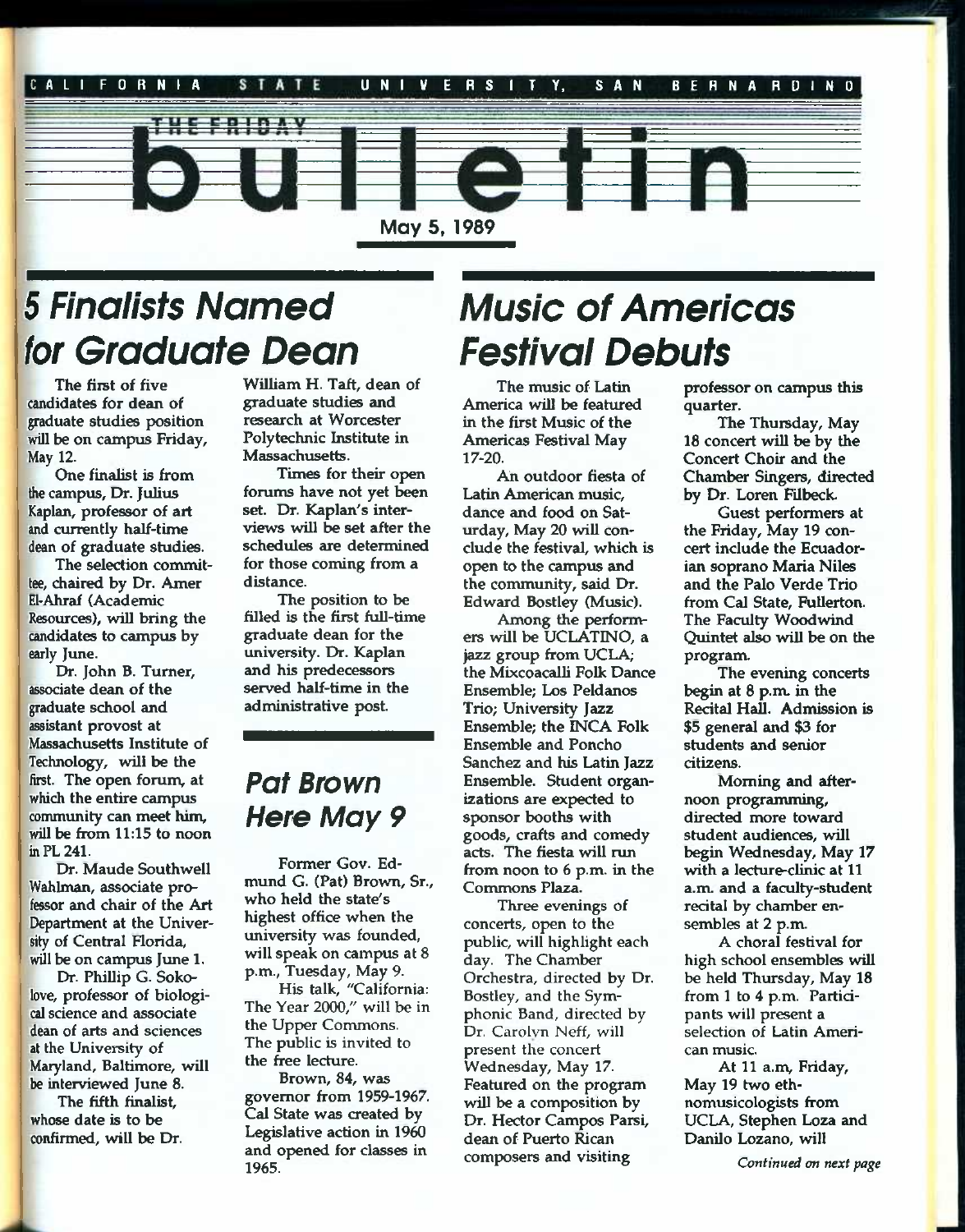CALIFORNIA STATE UNIVERSITY, SAN BERNARDINO

THE FRIDAY

# bulletin

May 5, 1989

## 5 Finalists Named for Graduate Dean

The first of five candidates for dean of graduate studies position will be on campus Friday, May 12.

One finalist is from the campus, Dr. Julius Kaplan, professor of art and currently half-time dean of graduate studies.

The selection committee, chaired by Dr. Amer El-Ahraf (Academic Resources), will bring the candidates to campus by early June.

Dr. John B. Turner, associate dean of the graduate school and assistant provost at Massachusetts Institute of Technology, will be the first. The open forum, at which the entire campus community can meet him, will be from 11:15 to noon in PL 241.

Dr. Maude Southwell Wahlman, associate professor and chair of the Art Department at the University of Central Florida, will be on campus June 1.

Dr. Phillip G. Sokolove, professor of biological science and associate dean of arts and sciences at the University of Maryland, Baltimore, will be interviewed June 8.

The fifth finalist, whose date is to be confirmed, will be Dr. William H. Taft, dean of graduate studies and research at Worcester Polytechnic Institute in Massachusetts.

Times for their open forums have not yet been set. Dr. Kaplan's interviews will be set after the schedules are determined for those coming from a distance.

The position to be filled is the first full-time graduate dean for the university. Dr. Kaplan and his predecessors served half-time in the administrative post.

## Pat Brown Here May 9

Former Gov. Edmund G. (Pat) Brown, Sr., who held the state's highest office when the university was founded, will speak on campus at 8 p.m., Tuesday, May 9.

His talk, "California: The Year 2000," will be in the Upper Commons. The public is invited to the free lecture.

Brown, 84, was governor from 1959-1967. Cal State was created by Legislative action in 1960 and opened for classes in 1965.

## Music of Americas Festival Debuts

The music of Latin America will be featured in the first Music of the Americas Festival May 17-20.

An outdoor fiesta of Latin American music, dance and food on Saturday, May 20 will conclude the festival, which is open to the campus and the community, said Dr. Edward Bostley (Music).

Among the performers will be UCLATINO, a jazz group from UCLA; the Mixcoacalli Folk Dance Ensemble; Los Peldanos Trio; University Jazz Ensemble; the INCA Folk Ensemble and Poncho Sanchez and his Latin Jazz Ensemble. Student organizations are expected to sponsor booths with goods, crafts and comedy acts. The fiesta will run from noon to 6 p.m. in the Commons Plaza.

Three evenings of concerts, open to the public, will highlight each day. The Chamber Orchestra, directed by Dr. Bostley, and the Symphonic Band, directed by Dr. Carolyn Neff, will present the concert Wednesday, May 17. Featured on the program will be a composition by Dr. Hector Campos Parsi, dean of Puerto Rican composers and visiting professor on campus this quarter.

The Thursday, May 18 concert will be by the Concert Choir and the Chamber Singers, directed by Dr. Loren Filbeck.

Guest performers at the Friday, May 19 concert include the Ecuadorian soprano Maria Niles and the Palo Verde Trio from Cal State, Fullerton. The Faculty Woodwind Quintet also will be on the program.

The evening concerts begin at 8 p.m. in the Recital Hall. Admission is $5 general and $3 for students and senior citizens.

Morning and afternoon programming, directed more toward student audiences, will begin Wednesday, May 17 with a lecture-clinic at 11 a.m. and a faculty-student recital by chamber ensembles at 2 p.m.

A choral festival for high school ensembles will be held Thursday, May 18 from 1 to 4 p.m. Participants will present a selection of Latin American music.

At 11 a.m, Friday, May 19 two ethnomusicologists from UCLA, Stephen Loza and Danilo Lozano, will

*Continued on next page*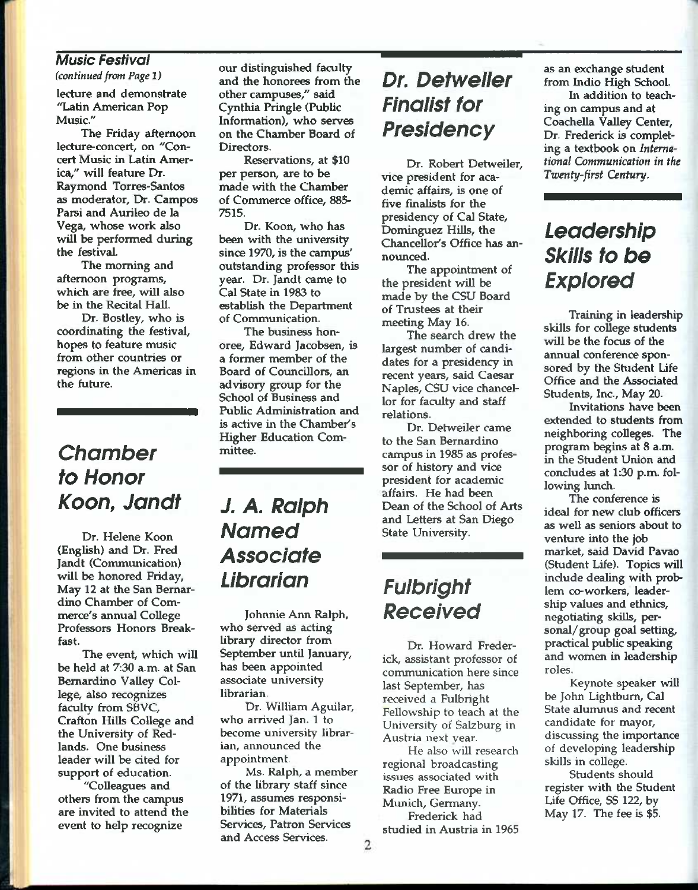## Music Festival

*(continued from Page 1)*

lecture and demonstrate "Latin American Pop Music."

The Friday afternoon lecture-concert, on "Concert Music in Latin America," will feature Dr. Raymond Torres-Santos as moderator, Dr. Campos Parsi and Aurileo de la Vega, whose work also will be performed during the festival.

The morning and afternoon programs, which are free, will also be in the Recital Hall.

Dr. Bostley, who is coordinating the festival, hopes to feature music from other countries or regions in the Americas in the future.

## Chamber to Honor Koon, Jandt

Dr. Helene Koon (English) and Dr. Fred Jandt (Communication) will be honored Friday, May 12 at the San Bernardino Chamber of Commerce's annual College Professors Honors Breakfast.

The event, which will be held at 7:30 a.m. at San Bernardino Valley College, also recognizes faculty from SBVC, Crafton Hills College and the University of Redlands. One business leader will be cited for support of education.

"Colleagues and others from the campus are invited to attend the event to help recognize our distinguished faculty and the honorees from the other campuses," said Cynthia Pringle (Public Information), who serves on the Chamber Board of Directors.

Reservations, at $10 per person, are to be made with the Chamber of Commerce office, 885-7515.

Dr. Koon, who has been with the university since 1970, is the campus' outstanding professor this year. Dr. Jandt came to Cal State in 1983 to establish the Department of Communication.

The business honoree, Edward Jacobsen, is a former member of the Board of Councillors, an advisory group for the School of Business and Public Administration and is active in the Chamber's Higher Education Committee.

## J. A. Ralph Named Associate Librarian

Johnnie Ann Ralph, who served as acting library director from September until January, has been appointed associate university librarian.

Dr. William Aguilar, who arrived Jan. 1 to become university librarian, announced the appointment.

Ms. Ralph, a member of the library staff since 1971, assumes responsibilities for Materials Services, Patron Services and Access Services.

## Dr. Detweiler Finalist for Presidency

Dr. Robert Detweiler, vice president for academic affairs, is one of five finalists for the presidency of Cal State, Dominguez Hills, the Chancellor's Office has announced.

The appointment of the president will be made by the CSU Board of Trustees at their meeting May 16.

The search drew the largest number of candidates for a presidency in recent years, said Caesar Naples, CSU vice chancellor for faculty and staff relations.

Dr. Detweiler came to the San Bernardino campus in 1985 as professor of history and vice president for academic affairs. He had been Dean of the School of Arts and Letters at San Diego State University.

## Fulbright Received

Dr. Howard Frederick, assistant professor of communication here since last September, has received a Fulbright Fellowship to teach at the University of Salzburg in Austria next year.

He also will research regional broadcasting issues associated with Radio Free Europe in Munich, Germany.

Frederick had studied in Austria in 1965 as an exchange student from Indio High School.

In addition to teaching on campus and at Coachella Valley Center, Dr. Frederick is completing a textbook on *International Communication in the Twenty-first Century.*

## Leadership Skills to be Explored

Training in leadership skills for college students will be the focus of the annual conference sponsored by the Student Life Office and the Associated Students, Inc., May 20.

Invitations have been extended to students from neighboring colleges. The program begins at 8 a.m. in the Student Union and concludes at 1:30 p.m. following lunch.

The conference is ideal for new club officers as well as seniors about to venture into the job market, said David Pavao (Student Life). Topics will include dealing with problem co-workers, leadership values and ethnics, negotiating skills, personal/group goal setting, practical public speaking and women in leadership roles.

Keynote speaker will be John Lightburn, Cal State alumnus and recent candidate for mayor, discussing the importance of developing leadership skills in college.

Students should register with the Student Life Office, SS 122, by May 17. The fee is $5.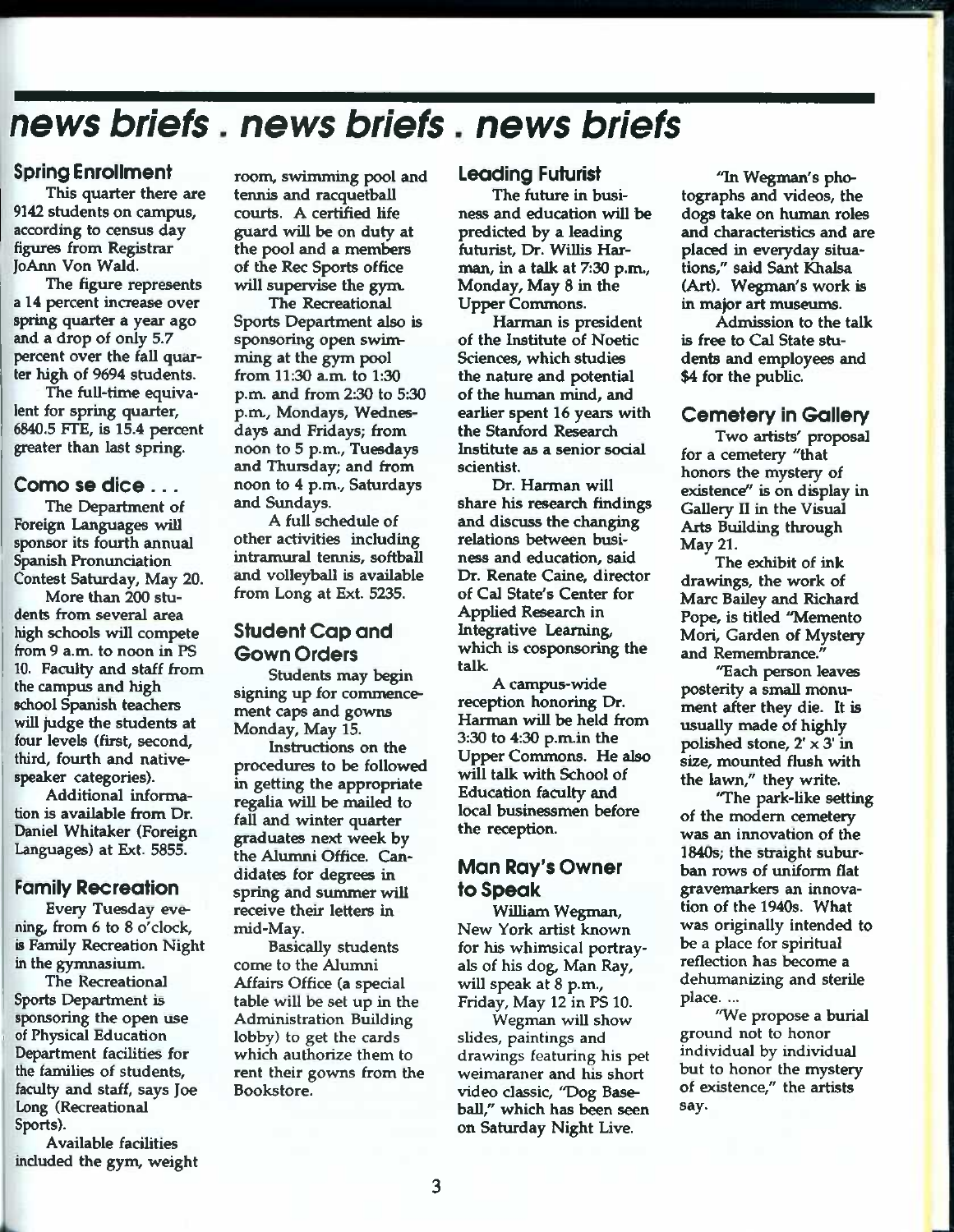# news briefs . news briefs . news briefs

## Spring Enrollment

This quarter there are 9142 students on campus, according to census day figures from Registrar JoAnn Von Wald.

The figure represents a 14 percent increase over spring quarter a year ago and a drop of only 5.7 percent over the fall quarter high of 9694 students.

The full-time equivalent for spring quarter, 6840.5 FTE, is 15.4 percent greater than last spring.

## Como se dice . . .

The Department of Foreign Languages will sponsor its fourth annual Spanish Pronunciation Contest Saturday, May 20.

More than 200 students from several area high schools will compete from 9 a.m. to noon in PS 10. Faculty and staff from the campus and high school Spanish teachers will judge the students at four levels (first, second, third, fourth and native-speaker categories).

Additional information is available from Dr. Daniel Whitaker (Foreign Languages) at Ext. 5855.

## Family Recreation

Every Tuesday evening, from 6 to 8 o'clock, is Family Recreation Night in the gymnasium.

The Recreational Sports Department is sponsoring the open use of Physical Education Department facilities for the families of students, faculty and staff, says Joe Long (Recreational Sports).

Available facilities included the gym, weight room, swimming pool and tennis and racquetball courts. A certified life guard will be on duty at the pool and a members of the Rec Sports office will supervise the gym.

The Recreational Sports Department also is sponsoring open swimming at the gym pool from 11:30 a.m. to 1:30 p.m. and from 2:30 to 5:30 p.m., Mondays, Wednesdays and Fridays; from noon to 5 p.m., Tuesdays and Thursday; and from noon to 4 p.m., Saturdays and Sundays.

A full schedule of other activities including intramural tennis, softball and volleyball is available from Long at Ext. 5235.

## Student Cap and Gown Orders

Students may begin signing up for commencement caps and gowns Monday, May 15.

Instructions on the procedures to be followed in getting the appropriate regalia will be mailed to fall and winter quarter graduates next week by the Alumni Office. Candidates for degrees in spring and summer will receive their letters in mid-May.

Basically students come to the Alumni Affairs Office (a special table will be set up in the Administration Building lobby) to get the cards which authorize them to rent their gowns from the Bookstore.

## Leading Futurist

The future in business and education will be predicted by a leading futurist, Dr. Willis Harman, in a talk at 7:30 p.m., Monday, May 8 in the Upper Commons.

Harman is president of the Institute of Noetic Sciences, which studies the nature and potential of the human mind, and earlier spent 16 years with the Stanford Research Institute as a senior social scientist.

Dr. Harman will share his research findings and discuss the changing relations between business and education, said Dr. Renate Caine, director of Cal State's Center for Applied Research in Integrative Learning, which is cosponsoring the talk.

A campus-wide reception honoring Dr. Harman will be held from 3:30 to 4:30 p.m.in the Upper Commons. He also will talk with School of Education faculty and local businessmen before the reception.

## Man Ray's Owner to Speak

William Wegman, New York artist known for his whimsical portrayals of his dog, Man Ray, will speak at 8 p.m., Friday, May 12 in PS 10.

Wegman will show slides, paintings and drawings featuring his pet weimaraner and his short video classic, "Dog Baseball," which has been seen on Saturday Night Live.

"In Wegman's photographs and videos, the dogs take on human roles and characteristics and are placed in everyday situations," said Sant Khalsa (Art). Wegman's work is in major art museums.

Admission to the talk is free to Cal State students and employees and $4 for the public.

## Cemetery in Gallery

Two artists' proposal for a cemetery "that honors the mystery of existence" is on display in Gallery II in the Visual Arts Building through May 21.

The exhibit of ink drawings, the work of Marc Bailey and Richard Pope, is titled "Memento Mori, Garden of Mystery and Remembrance."

"Each person leaves posterity a small monument after they die. It is usually made of highly polished stone, 2' x 3' in size, mounted flush with the lawn," they write.

"The park-like setting of the modern cemetery was an innovation of the 1840s; the straight suburban rows of uniform flat gravemarkers an innovation of the 1940s. What was originally intended to be a place for spiritual reflection has become a dehumanizing and sterile place. ...

"We propose a burial ground not to honor individual by individual but to honor the mystery of existence," the artists say.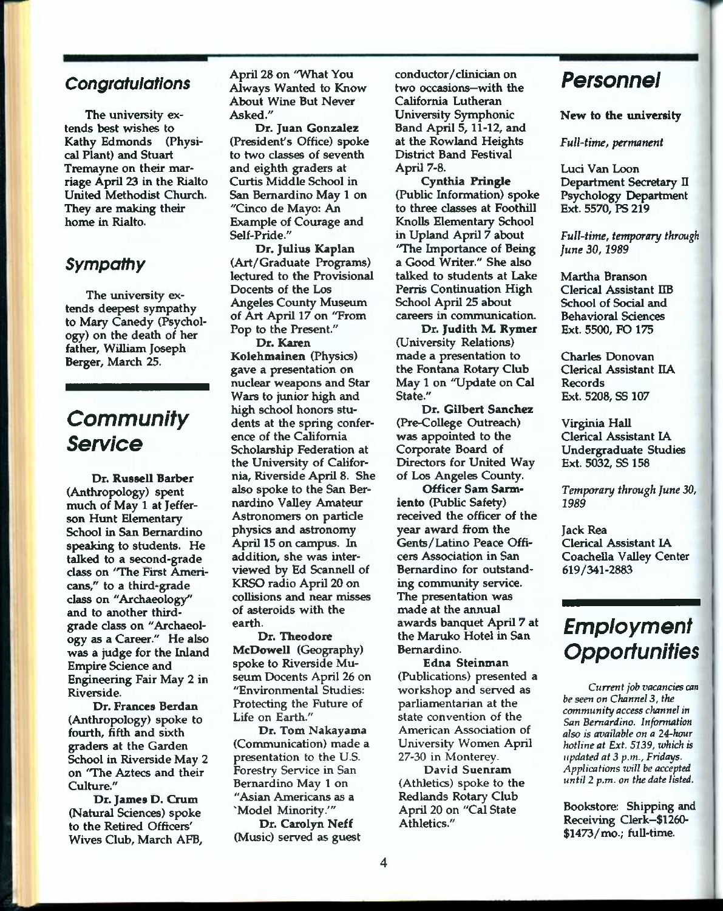## Congratulations

The university extends best wishes to Kathy Edmonds (Physical Plant) and Stuart Tremayne on their marriage April 23 in the Rialto United Methodist Church. They are making their home in Rialto.

## Sympathy

The university extends deepest sympathy to Mary Canedy (Psychology) on the death of her father, William Joseph Berger, March 25.

## Community Service

**Dr. Russell Barber** (Anthropology) spent much of May 1 at Jefferson Hunt Elementary School in San Bernardino speaking to students. He talked to a second-grade class on "The First Americans," to a third-grade class on "Archaeology" and to another third-grade class on "Archaeology as a Career." He also was a judge for the Inland Empire Science and Engineering Fair May 2 in Riverside.

**Dr. Frances Berdan** (Anthropology) spoke to fourth, fifth and sixth graders at the Garden School in Riverside May 2 on "The Aztecs and their Culture."

**Dr. James D. Crum** (Natural Sciences) spoke to the Retired Officers' Wives Club, March AFB, April 28 on "What You Always Wanted to Know About Wine But Never Asked."

**Dr. Juan Gonzalez** (President's Office) spoke to two classes of seventh and eighth graders at Curtis Middle School in San Bernardino May 1 on "Cinco de Mayo: An Example of Courage and Self-Pride."

**Dr. Julius Kaplan** (Art/Graduate Programs) lectured to the Provisional Docents of the Los Angeles County Museum of Art April 17 on "From Pop to the Present."

**Dr. Karen Kolehmainen** (Physics) gave a presentation on nuclear weapons and Star Wars to junior high and high school honors students at the spring conference of the California Scholarship Federation at the University of California, Riverside April 8. She also spoke to the San Bernardino Valley Amateur Astronomers on particle physics and astronomy April 15 on campus. In addition, she was interviewed by Ed Scannell of KRSO radio April 20 on collisions and near misses of asteroids with the earth.

**Dr. Theodore McDowell** (Geography) spoke to Riverside Museum Docents April 26 on "Environmental Studies: Protecting the Future of Life on Earth."

**Dr. Tom Nakayama** (Communication) made a presentation to the U.S. Forestry Service in San Bernardino May 1 on "Asian Americans as a 'Model Minority.'"

**Dr. Carolyn Neff** (Music) served as guest conductor/clinician on two occasions—with the California Lutheran University Symphonic Band April 5, 11-12, and at the Rowland Heights District Band Festival April 7-8.

**Cynthia Pringle** (Public Information) spoke to three classes at Foothill Knolls Elementary School in Upland April 7 about "The Importance of Being a Good Writer." She also talked to students at Lake Perris Continuation High School April 25 about careers in communication.

**Dr. Judith M. Rymer** (University Relations) made a presentation to the Fontana Rotary Club May 1 on "Update on Cal State."

**Dr. Gilbert Sanchez** (Pre-College Outreach) was appointed to the Corporate Board of Directors for United Way of Los Angeles County.

**Officer Sam Sarmiento** (Public Safety) received the officer of the year award from the Gents/Latino Peace Officers Association in San Bernardino for outstanding community service. The presentation was made at the annual awards banquet April 7 at the Maruko Hotel in San Bernardino.

**Edna Steinman** (Publications) presented a workshop and served as parliamentarian at the state convention of the American Association of University Women April 27-30 in Monterey.

**David Suenram** (Athletics) spoke to the Redlands Rotary Club April 20 on "Cal State Athletics."

## Personnel

**New to the university**

*Full-time, permanent*

Luci Van Loon
Department Secretary II
Psychology Department
Ext. 5570, PS 219

*Full-time, temporary through June 30, 1989*

Martha Branson
Clerical Assistant IIB
School of Social and Behavioral Sciences
Ext. 5500, FO 175

Charles Donovan
Clerical Assistant IIA
Records
Ext. 5208, SS 107

Virginia Hall
Clerical Assistant IA
Undergraduate Studies
Ext. 5032, SS 158

*Temporary through June 30, 1989*

Jack Rea
Clerical Assistant IA
Coachella Valley Center
619/341-2883

## Employment Opportunities

*Current job vacancies can be seen on Channel 3, the community access channel in San Bernardino. Information also is available on a 24-hour hotline at Ext. 5139, which is updated at 3 p.m., Fridays. Applications will be accepted until 2 p.m. on the date listed.*

Bookstore: Shipping and Receiving Clerk—$1260-$1473/mo.; full-time.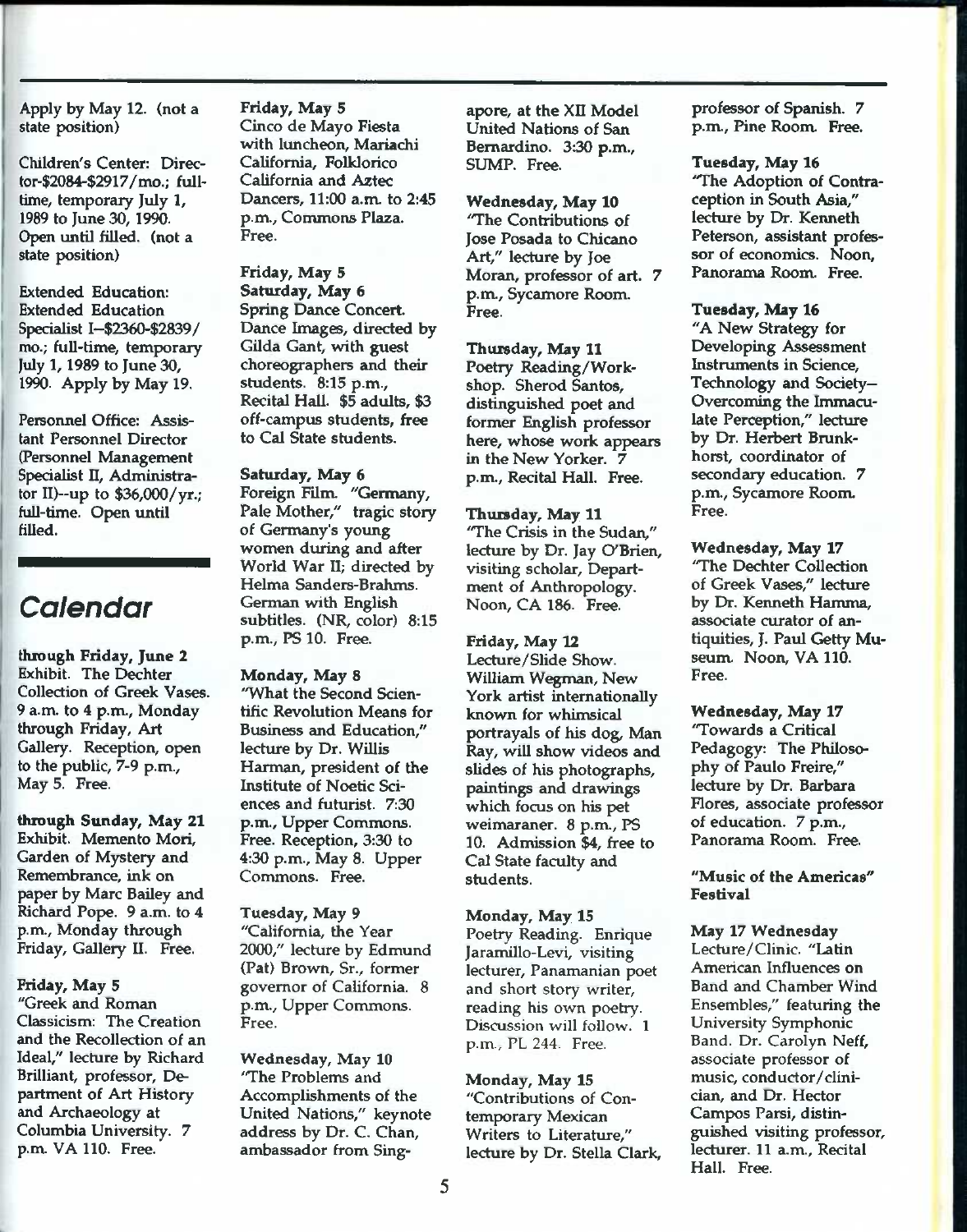Apply by May 12. (not a state position)

Children's Center: Director-$2084-$2917/mo.; full-time, temporary July 1, 1989 to June 30, 1990. Open until filled. (not a state position)

Extended Education: Extended Education Specialist I--$2360-$2839/mo.; full-time, temporary July 1, 1989 to June 30, 1990. Apply by May 19.

Personnel Office: Assistant Personnel Director (Personnel Management Specialist II, Administrator II)--up to $36,000/yr.; full-time. Open until filled.

## *Calendar*

**through Friday, June 2**
Exhibit. The Dechter Collection of Greek Vases. 9 a.m. to 4 p.m., Monday through Friday, Art Gallery. Reception, open to the public, 7-9 p.m., May 5. Free.

**through Sunday, May 21**
Exhibit. Memento Mori, Garden of Mystery and Remembrance, ink on paper by Marc Bailey and Richard Pope. 9 a.m. to 4 p.m., Monday through Friday, Gallery II. Free.

**Friday, May 5**
"Greek and Roman Classicism: The Creation and the Recollection of an Ideal," lecture by Richard Brilliant, professor, Department of Art History and Archaeology at Columbia University. 7 p.m. VA 110. Free.

**Friday, May 5**
Cinco de Mayo Fiesta with luncheon, Mariachi California, Folklorico California and Aztec Dancers, 11:00 a.m. to 2:45 p.m., Commons Plaza. Free.

**Friday, May 5**
**Saturday, May 6**
Spring Dance Concert. Dance Images, directed by Gilda Gant, with guest choreographers and their students. 8:15 p.m., Recital Hall. $5 adults, $3 off-campus students, free to Cal State students.

**Saturday, May 6**
Foreign Film. "Germany, Pale Mother," tragic story of Germany's young women during and after World War II; directed by Helma Sanders-Brahms. German with English subtitles. (NR, color) 8:15 p.m., PS 10. Free.

**Monday, May 8**
"What the Second Scientific Revolution Means for Business and Education," lecture by Dr. Willis Harman, president of the Institute of Noetic Sciences and futurist. 7:30 p.m., Upper Commons. Free. Reception, 3:30 to 4:30 p.m., May 8. Upper Commons. Free.

**Tuesday, May 9**
"California, the Year 2000," lecture by Edmund (Pat) Brown, Sr., former governor of California. 8 p.m., Upper Commons. Free.

**Wednesday, May 10**
"The Problems and Accomplishments of the United Nations," keynote address by Dr. C. Chan, ambassador from Singapore, at the XII Model United Nations of San Bernardino. 3:30 p.m., SUMP. Free.

**Wednesday, May 10**
"The Contributions of Jose Posada to Chicano Art," lecture by Joe Moran, professor of art. 7 p.m., Sycamore Room. Free.

**Thursday, May 11**
Poetry Reading/Workshop. Sherod Santos, distinguished poet and former English professor here, whose work appears in the New Yorker. 7 p.m., Recital Hall. Free.

**Thursday, May 11**
"The Crisis in the Sudan," lecture by Dr. Jay O'Brien, visiting scholar, Department of Anthropology. Noon, CA 186. Free.

**Friday, May 12**
Lecture/Slide Show. William Wegman, New York artist internationally known for whimsical portrayals of his dog, Man Ray, will show videos and slides of his photographs, paintings and drawings which focus on his pet weimaraner. 8 p.m., PS 10. Admission $4, free to Cal State faculty and students.

**Monday, May 15**
Poetry Reading. Enrique Jaramillo-Levi, visiting lecturer, Panamanian poet and short story writer, reading his own poetry. Discussion will follow. 1 p.m., PL 244. Free.

**Monday, May 15**
"Contributions of Contemporary Mexican Writers to Literature," lecture by Dr. Stella Clark, professor of Spanish. 7 p.m., Pine Room. Free.

**Tuesday, May 16**
"The Adoption of Contraception in South Asia," lecture by Dr. Kenneth Peterson, assistant professor of economics. Noon, Panorama Room. Free.

**Tuesday, May 16**
"A New Strategy for Developing Assessment Instruments in Science, Technology and Society—Overcoming the Immaculate Perception," lecture by Dr. Herbert Brunkhorst, coordinator of secondary education. 7 p.m., Sycamore Room. Free.

**Wednesday, May 17**
"The Dechter Collection of Greek Vases," lecture by Dr. Kenneth Hamma, associate curator of antiquities, J. Paul Getty Museum. Noon, VA 110. Free.

**Wednesday, May 17**
"Towards a Critical Pedagogy: The Philosophy of Paulo Freire," lecture by Dr. Barbara Flores, associate professor of education. 7 p.m., Panorama Room. Free.

**"Music of the Americas" Festival**

**May 17 Wednesday**
Lecture/Clinic. "Latin American Influences on Band and Chamber Wind Ensembles," featuring the University Symphonic Band. Dr. Carolyn Neff, associate professor of music, conductor/clinician, and Dr. Hector Campos Parsi, distinguished visiting professor, lecturer. 11 a.m., Recital Hall. Free.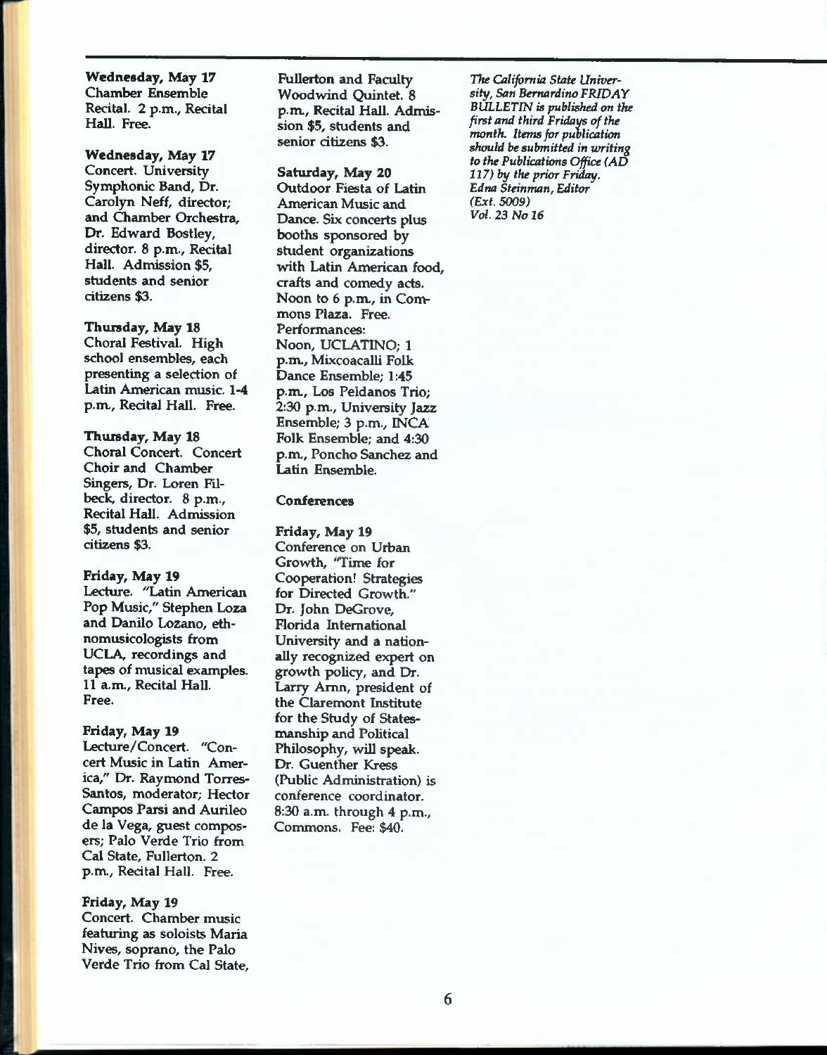**Wednesday, May 17**
Chamber Ensemble Recital. 2 p.m., Recital Hall. Free.

**Wednesday, May 17**
Concert. University Symphonic Band, Dr. Carolyn Neff, director; and Chamber Orchestra, Dr. Edward Bostley, director. 8 p.m., Recital Hall. Admission $5, students and senior citizens $3.

**Thursday, May 18**
Choral Festival. High school ensembles, each presenting a selection of Latin American music. 1-4 p.m., Recital Hall. Free.

**Thursday, May 18**
Choral Concert. Concert Choir and Chamber Singers, Dr. Loren Filbeck, director. 8 p.m., Recital Hall. Admission $5, students and senior citizens $3.

**Friday, May 19**
Lecture. "Latin American Pop Music," Stephen Loza and Danilo Lozano, ethnomusicologists from UCLA, recordings and tapes of musical examples. 11 a.m., Recital Hall. Free.

**Friday, May 19**
Lecture/Concert. "Concert Music in Latin America," Dr. Raymond Torres-Santos, moderator; Hector Campos Parsi and Aurileo de la Vega, guest composers; Palo Verde Trio from Cal State, Fullerton. 2 p.m., Recital Hall. Free.

**Friday, May 19**
Concert. Chamber music featuring as soloists Maria Nives, soprano, the Palo Verde Trio from Cal State, Fullerton and Faculty Woodwind Quintet. 8 p.m., Recital Hall. Admission $5, students and senior citizens $3.

**Saturday, May 20**
Outdoor Fiesta of Latin American Music and Dance. Six concerts plus booths sponsored by student organizations with Latin American food, crafts and comedy acts. Noon to 6 p.m., in Commons Plaza. Free. Performances: Noon, UCLATINO; 1 p.m., Mixcoacalli Folk Dance Ensemble; 1:45 p.m., Los Peldanos Trio; 2:30 p.m., University Jazz Ensemble; 3 p.m., INCA Folk Ensemble; and 4:30 p.m., Poncho Sanchez and Latin Ensemble.

### Conferences

**Friday, May 19**
Conference on Urban Growth, "Time for Cooperation! Strategies for Directed Growth." Dr. John DeGrove, Florida International University and a nationally recognized expert on growth policy, and Dr. Larry Arnn, president of the Claremont Institute for the Study of Statesmanship and Political Philosophy, will speak. Dr. Guenther Kress (Public Administration) is conference coordinator. 8:30 a.m. through 4 p.m., Commons. Fee: $40.

*The California State University, San Bernardino FRIDAY BULLETIN is published on the first and third Fridays of the month. Items for publication should be submitted in writing to the Publications Office (AD 117) by the prior Friday.*
*Edna Steinman, Editor*
*(Ext. 5009)*
*Vol. 23 No 16*